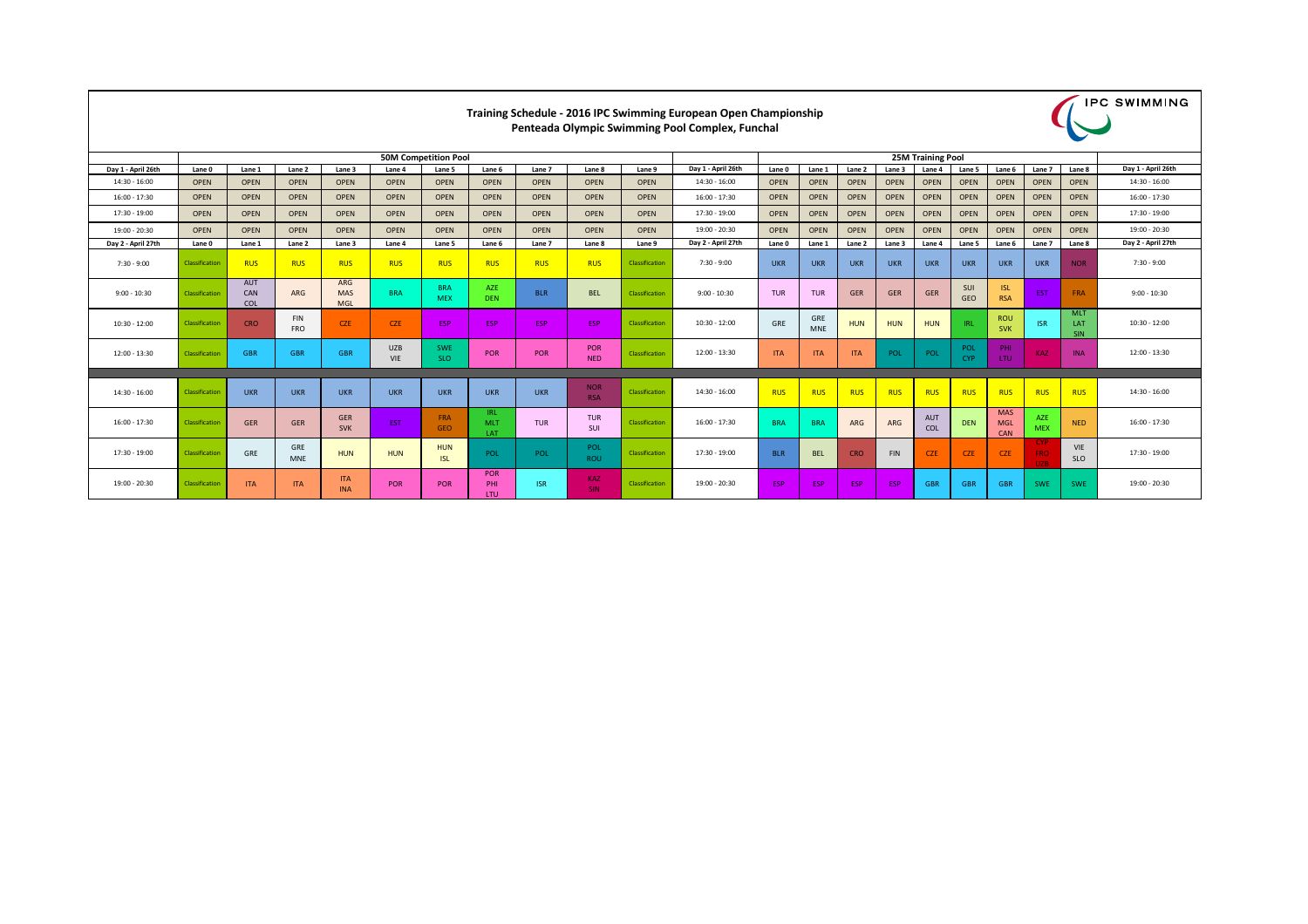# Training Schedule - 2016 IPC Swimming European Open Championship
## Penteada Olympic Swimming Pool Complex, Funchal

IPC SWIMMING

| | 50M Competition Pool | | | | | | | | | | | 25M Training Pool | | | | | | | | | |
|---|---|---|---|---|---|---|---|---|---|---|---|---|---|---|---|---|---|---|---|---|---|
| Day 1 - April 26th | Lane 0 | Lane 1 | Lane 2 | Lane 3 | Lane 4 | Lane 5 | Lane 6 | Lane 7 | Lane 8 | Lane 9 | Day 1 - April 26th | Lane 0 | Lane 1 | Lane 2 | Lane 3 | Lane 4 | Lane 5 | Lane 6 | Lane 7 | Lane 8 | Day 1 - April 26th |
| 14:30 - 16:00 | OPEN | OPEN | OPEN | OPEN | OPEN | OPEN | OPEN | OPEN | OPEN | OPEN | 14:30 - 16:00 | OPEN | OPEN | OPEN | OPEN | OPEN | OPEN | OPEN | OPEN | OPEN | 14:30 - 16:00 |
| 16:00 - 17:30 | OPEN | OPEN | OPEN | OPEN | OPEN | OPEN | OPEN | OPEN | OPEN | OPEN | 16:00 - 17:30 | OPEN | OPEN | OPEN | OPEN | OPEN | OPEN | OPEN | OPEN | OPEN | 16:00 - 17:30 |
| 17:30 - 19:00 | OPEN | OPEN | OPEN | OPEN | OPEN | OPEN | OPEN | OPEN | OPEN | OPEN | 17:30 - 19:00 | OPEN | OPEN | OPEN | OPEN | OPEN | OPEN | OPEN | OPEN | OPEN | 17:30 - 19:00 |
| 19:00 - 20:30 | OPEN | OPEN | OPEN | OPEN | OPEN | OPEN | OPEN | OPEN | OPEN | OPEN | 19:00 - 20:30 | OPEN | OPEN | OPEN | OPEN | OPEN | OPEN | OPEN | OPEN | OPEN | 19:00 - 20:30 |
| Day 2 - April 27th | Lane 0 | Lane 1 | Lane 2 | Lane 3 | Lane 4 | Lane 5 | Lane 6 | Lane 7 | Lane 8 | Lane 9 | Day 2 - April 27th | Lane 0 | Lane 1 | Lane 2 | Lane 3 | Lane 4 | Lane 5 | Lane 6 | Lane 7 | Lane 8 | Day 2 - April 27th |
| 7:30 - 9:00 | Classification | RUS | RUS | RUS | RUS | RUS | RUS | RUS | RUS | Classification | 7:30 - 9:00 | UKR | UKR | UKR | UKR | UKR | UKR | UKR | UKR | NOR | 7:30 - 9:00 |
| 9:00 - 10:30 | Classification | AUT CAN COL | ARG | ARG MAS MGL | BRA | BRA MEX | AZE DEN | BLR | BEL | Classification | 9:00 - 10:30 | TUR | TUR | GER | GER | GER | SUI GEO | ISL RSA | EST | FRA | 9:00 - 10:30 |
| 10:30 - 12:00 | Classification | CRO | FIN FRO | CZE | CZE | ESP | ESP | ESP | ESP | Classification | 10:30 - 12:00 | GRE | GRE MNE | HUN | HUN | HUN | IRL | ROU SVK | ISR | MLT LAT SIN | 10:30 - 12:00 |
| 12:00 - 13:30 | Classification | GBR | GBR | GBR | UZB VIE | SWE SLO | POR | POR | POR NED | Classification | 12:00 - 13:30 | ITA | ITA | ITA | POL | POL | POL CYP | PHI LTU | KAZ | INA | 12:00 - 13:30 |
| 14:30 - 16:00 | Classification | UKR | UKR | UKR | UKR | UKR | UKR | UKR | NOR RSA | Classification | 14:30 - 16:00 | RUS | RUS | RUS | RUS | RUS | RUS | RUS | RUS | RUS | 14:30 - 16:00 |
| 16:00 - 17:30 | Classification | GER | GER | GER SVK | EST | FRA GEO | IRL MLT LAT | TUR | TUR SUI | Classification | 16:00 - 17:30 | BRA | BRA | ARG | ARG | AUT COL | DEN | MAS MGL CAN | AZE MEX | NED | 16:00 - 17:30 |
| 17:30 - 19:00 | Classification | GRE | GRE MNE | HUN | HUN | HUN ISL | POL | POL | POL ROU | Classification | 17:30 - 19:00 | BLR | BEL | CRO | FIN | CZE | CZE | CZE | CYP FRO UZB | VIE SLO | 17:30 - 19:00 |
| 19:00 - 20:30 | Classification | ITA | ITA | ITA INA | POR | POR | POR PHI LTU | ISR | KAZ SIN | Classification | 19:00 - 20:30 | ESP | ESP | ESP | ESP | GBR | GBR | GBR | SWE | SWE | 19:00 - 20:30 |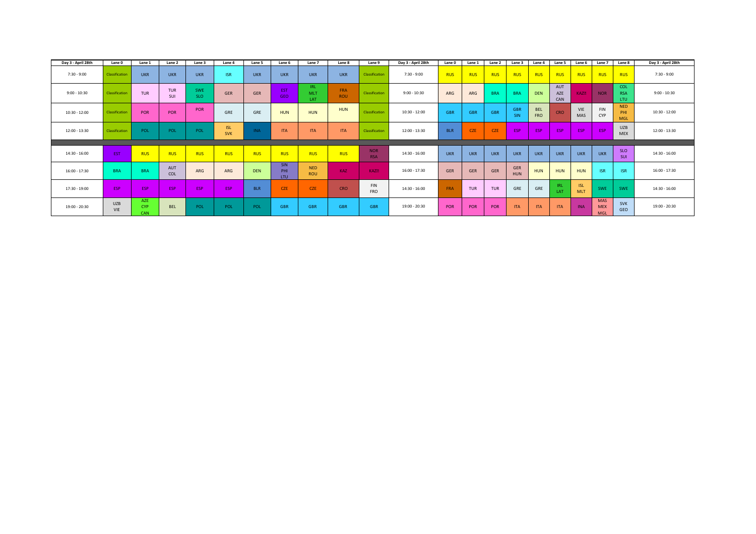| Day 3 - April 28th | Lane 0 | Lane 1 | Lane 2 | Lane 3 | Lane 4 | Lane 5 | Lane 6 | Lane 7 | Lane 8 | Lane 9 | Day 3 - April 28th | Lane 0 | Lane 1 | Lane 2 | Lane 3 | Lane 4 | Lane 5 | Lane 6 | Lane 7 | Lane 8 | Day 3 - April 28th |
|---|---|---|---|---|---|---|---|---|---|---|---|---|---|---|---|---|---|---|---|---|---|
| 7:30 - 9:00 | Classification | UKR | UKR | UKR | ISR | UKR | UKR | UKR | UKR | Classification | 7:30 - 9:00 | RUS | RUS | RUS | RUS | RUS | RUS | RUS | RUS | RUS | 7:30 - 9:00 |
| 9:00 - 10:30 | Classification | TUR | TUR SUI | SWE SLO | GER | GER | EST GEO | IRL MLT LAT | FRA ROU | Classification | 9:00 - 10:30 | ARG | ARG | BRA | BRA | DEN | AUT AZE CAN | KAZ!!! | NOR | COL RSA LTU | 9:00 - 10:30 |
| 10:30 - 12:00 | Classification | POR | POR | POR | GRE | GRE | HUN | HUN | HUN | Classification | 10:30 - 12:00 | GBR | GBR | GBR | GBR SIN | BEL FRO | CRO | VIE MAS | FIN CYP | NED PHI MGL | 10:30 - 12:00 |
| 12:00 - 13:30 | Classification | POL | POL | POL | ISL SVK | INA | ITA | ITA | ITA | Classification | 12:00 - 13:30 | BLR | CZE | CZE | ESP | ESP | ESP | ESP | ESP | UZB MEX | 12:00 - 13:30 |
| | | | | | | | | | | | | | | | | | | | | | |
| 14:30 - 16:00 | EST | RUS | RUS | RUS | RUS | RUS | RUS | RUS | RUS | NOR RSA | 14:30 - 16:00 | UKR | UKR | UKR | UKR | UKR | UKR | UKR | UKR | SLO SUI | 14:30 - 16:00 |
| 16:00 - 17:30 | BRA | BRA | AUT COL | ARG | ARG | DEN | SIN PHI LTU | NED ROU | KAZ | KAZ!!! | 16:00 - 17:30 | GER | GER | GER | GER HUN | HUN | HUN | HUN | ISR | ISR | 16:00 - 17:30 |
| 17:30 - 19:00 | ESP | ESP | ESP | ESP | ESP | BLR | CZE | CZE | CRO | FIN FRO | 14:30 - 16:00 | FRA | TUR | TUR | GRE | GRE | IRL LAT | ISL MLT | SWE | SWE | 14:30 - 16:00 |
| 19:00 - 20:30 | UZB VIE | AZE CYP CAN | BEL | POL | POL | POL | GBR | GBR | GBR | GBR | 19:00 - 20:30 | POR | POR | POR | ITA | ITA | ITA | INA | MAS MEX MGL | SVK GEO | 19:00 - 20:30 |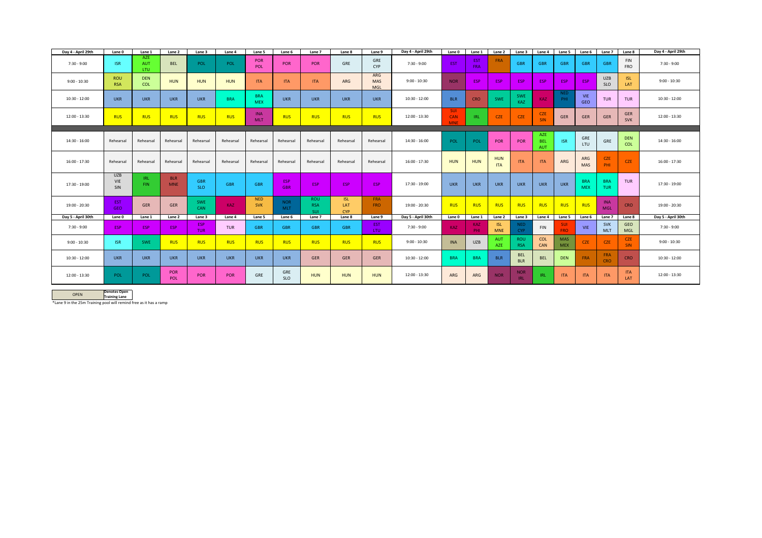| Day 4 - April 29th | Lane 0 | Lane 1 | Lane 2 | Lane 3 | Lane 4 | Lane 5 | Lane 6 | Lane 7 | Lane 8 | Lane 9 | Day 4 - April 29th | Lane 0 | Lane 1 | Lane 2 | Lane 3 | Lane 4 | Lane 5 | Lane 6 | Lane 7 | Lane 8 | Day 4 - April 29th |
|---|---|---|---|---|---|---|---|---|---|---|---|---|---|---|---|---|---|---|---|---|---|
| 7:30 - 9:00 | ISR | AZE AUT LTU | BEL | POL | POL | POR POL | POR | POR | GRE | GRE CYP | 7:30 - 9:00 | EST | EST FRA | FRA | GBR | GBR | GBR | GBR | GBR | FIN FRO | 7:30 - 9:00 |
| 9:00 - 10:30 | ROU RSA | DEN COL | HUN | HUN | HUN | ITA | ITA | ITA | ARG | ARG MAS MGL | 9:00 - 10:30 | NOR | ESP | ESP | ESP | ESP | ESP | ESP | UZB SLO | ISL LAT | 9:00 - 10:30 |
| 10:30 - 12:00 | UKR | UKR | UKR | UKR | BRA | BRA MEX | UKR | UKR | UKR | UKR | 10:30 - 12:00 | BLR | CRO | SWE | SWE KAZ | KAZ | NED PHI | VIE GEO | TUR | TUR | 10:30 - 12:00 |
| 12:00 - 13:30 | RUS | RUS | RUS | RUS | RUS | INA MLT | RUS | RUS | RUS | RUS | 12:00 - 13:30 | SUI CAN MNE | IRL | CZE | CZE | CZE SIN | GER | GER | GER | GER SVK | 12:00 - 13:30 |
| | | | | | | | | | | | | | | | | | | | | | |
| 14:30 - 16:00 | Rehearsal | Rehearsal | Rehearsal | Rehearsal | Rehearsal | Rehearsal | Rehearsal | Rehearsal | Rehearsal | Rehearsal | 14:30 - 16:00 | POL | POL | POR | POR | AZE BEL AUT | ISR | GRE LTU | GRE | DEN COL | 14:30 - 16:00 |
| 16:00 - 17:30 | Rehearsal | Rehearsal | Rehearsal | Rehearsal | Rehearsal | Rehearsal | Rehearsal | Rehearsal | Rehearsal | Rehearsal | 16:00 - 17:30 | HUN | HUN | HUN ITA | ITA | ITA | ARG | ARG MAS | CZE PHI | CZE | 16:00 - 17:30 |
| 17:30 - 19:00 | UZB VIE SIN | IRL FIN | BLR MNE | GBR SLO | GBR | GBR | ESP GBR | ESP | ESP | ESP | 17:30 - 19:00 | UKR | UKR | UKR | UKR | UKR | UKR | BRA MEX | BRA TUR | TUR | 17:30 - 19:00 |
| 19:00 - 20:30 | EST GEO | GER | GER | SWE CAN | KAZ | NED SVK | NOR MLT | ROU RSA SUI | ISL LAT CYP | FRA FRO | 19:00 - 20:30 | RUS | RUS | RUS | RUS | RUS | RUS | RUS | INA MGL | CRO | 19:00 - 20:30 |
| **Day 5 - April 30th** | **Lane 0** | **Lane 1** | **Lane 2** | **Lane 3** | **Lane 4** | **Lane 5** | **Lane 6** | **Lane 7** | **Lane 8** | **Lane 9** | **Day 5 - April 30th** | **Lane 0** | **Lane 1** | **Lane 2** | **Lane 3** | **Lane 4** | **Lane 5** | **Lane 6** | **Lane 7** | **Lane 8** | **Day 5 - April 30th** |
| 7:30 - 9:00 | ESP | ESP | ESP | ESP TUR | TUR | GBR | GBR | GBR | GBR | EST LTU | 7:30 - 9:00 | KAZ | KAZ PHI | ISL MNE | NED CYP | FIN | SUI FRO | VIE | SVK MLT | GEO MGL | 7:30 - 9:00 |
| 9:00 - 10:30 | ISR | SWE | RUS | RUS | RUS | RUS | RUS | RUS | RUS | RUS | 9:00 - 10:30 | INA | UZB | AUT AZE | ROU RSA | COL CAN | MAS MEX | CZE | CZE | CZE SIN | 9:00 - 10:30 |
| 10:30 - 12:00 | UKR | UKR | UKR | UKR | UKR | UKR | UKR | GER | GER | GER | 10:30 - 12:00 | BRA | BRA | BLR | BEL BLR | BEL | DEN | FRA | FRA CRO | CRO | 10:30 - 12:00 |
| 12:00 - 13:30 | POL | POL | POR POL | POR | POR | GRE | GRE SLO | HUN | HUN | HUN | 12:00 - 13:30 | ARG | ARG | NOR | NOR IRL | IRL | ITA | ITA | ITA | ITA LAT | 12:00 - 13:30 |

OPEN — **Denotes Open Training Lane**

*Lane 9 in the 25m Training pool will remind free as it has a ramp